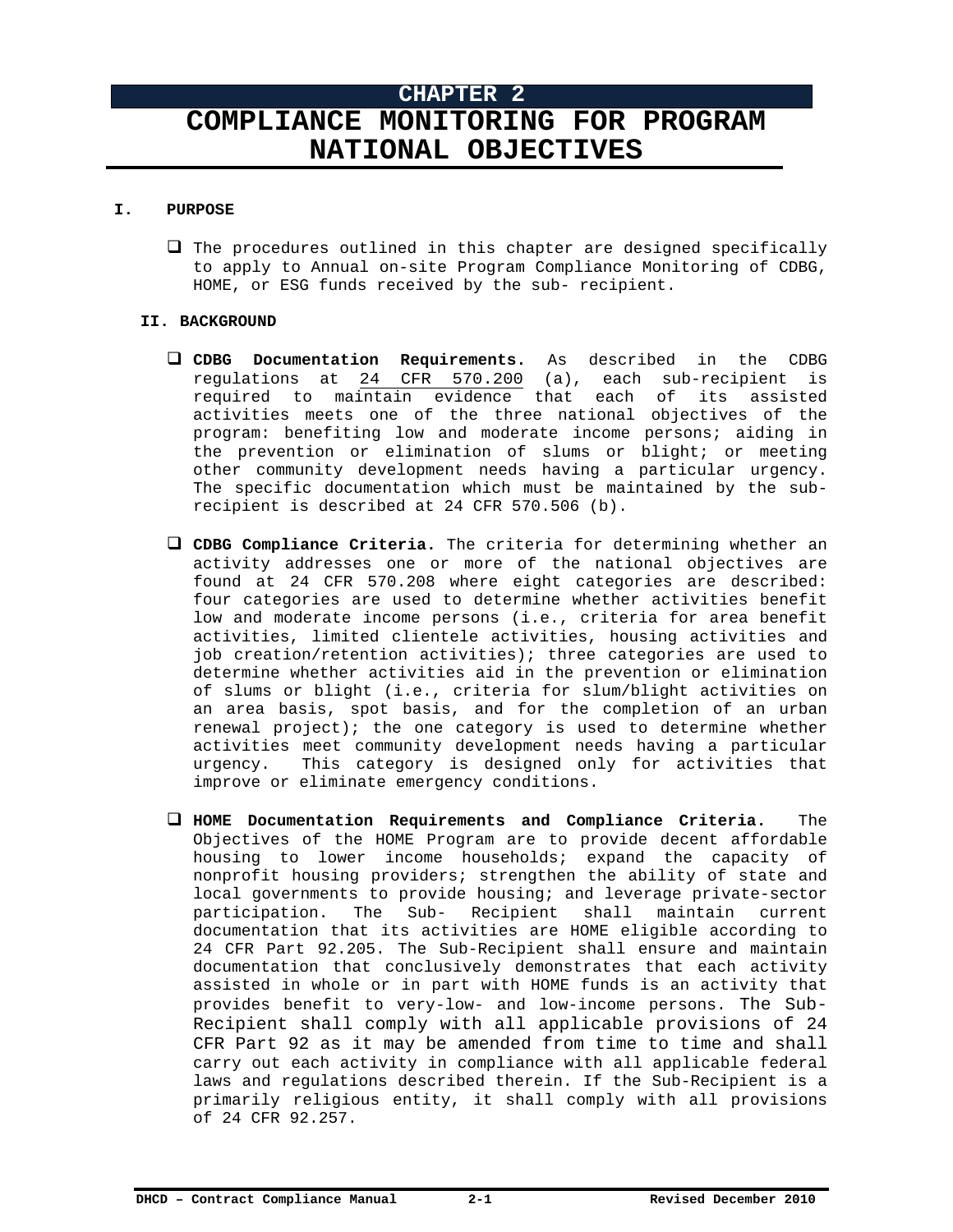# CHAPTER 2
# COMPLIANCE MONITORING FOR PROGRAM NATIONAL OBJECTIVES

## I. PURPOSE

- The procedures outlined in this chapter are designed specifically to apply to Annual on-site Program Compliance Monitoring of CDBG, HOME, or ESG funds received by the sub- recipient.

## II. BACKGROUND

- **CDBG Documentation Requirements.** As described in the CDBG regulations at 24 CFR 570.200 (a), each sub-recipient is required to maintain evidence that each of its assisted activities meets one of the three national objectives of the program: benefiting low and moderate income persons; aiding in the prevention or elimination of slums or blight; or meeting other community development needs having a particular urgency. The specific documentation which must be maintained by the sub-recipient is described at 24 CFR 570.506 (b).

- **CDBG Compliance Criteria.** The criteria for determining whether an activity addresses one or more of the national objectives are found at 24 CFR 570.208 where eight categories are described: four categories are used to determine whether activities benefit low and moderate income persons (i.e., criteria for area benefit activities, limited clientele activities, housing activities and job creation/retention activities); three categories are used to determine whether activities aid in the prevention or elimination of slums or blight (i.e., criteria for slum/blight activities on an area basis, spot basis, and for the completion of an urban renewal project); the one category is used to determine whether activities meet community development needs having a particular urgency. This category is designed only for activities that improve or eliminate emergency conditions.

- **HOME Documentation Requirements and Compliance Criteria.** The Objectives of the HOME Program are to provide decent affordable housing to lower income households; expand the capacity of nonprofit housing providers; strengthen the ability of state and local governments to provide housing; and leverage private-sector participation. The Sub- Recipient shall maintain current documentation that its activities are HOME eligible according to 24 CFR Part 92.205. The Sub-Recipient shall ensure and maintain documentation that conclusively demonstrates that each activity assisted in whole or in part with HOME funds is an activity that provides benefit to very-low- and low-income persons. The Sub-Recipient shall comply with all applicable provisions of 24 CFR Part 92 as it may be amended from time to time and shall carry out each activity in compliance with all applicable federal laws and regulations described therein. If the Sub-Recipient is a primarily religious entity, it shall comply with all provisions of 24 CFR 92.257.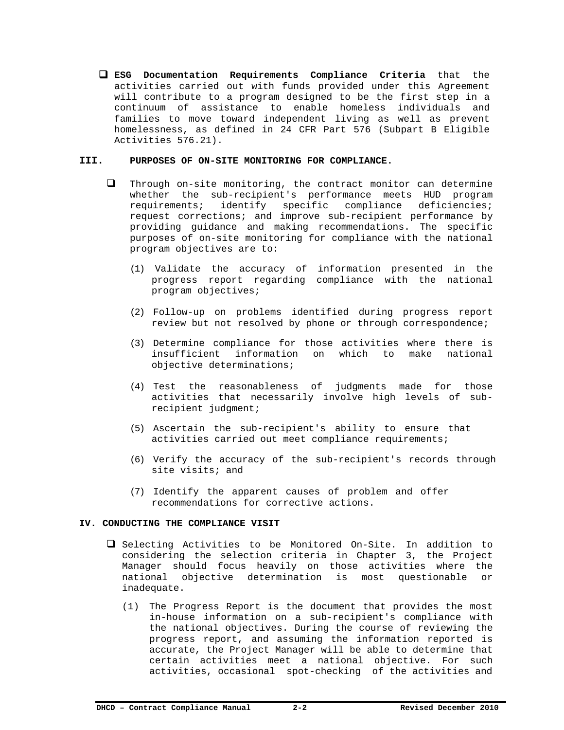- **ESG Documentation Requirements Compliance Criteria** that the activities carried out with funds provided under this Agreement will contribute to a program designed to be the first step in a continuum of assistance to enable homeless individuals and families to move toward independent living as well as prevent homelessness, as defined in 24 CFR Part 576 (Subpart B Eligible Activities 576.21).

## III. PURPOSES OF ON-SITE MONITORING FOR COMPLIANCE.

- Through on-site monitoring, the contract monitor can determine whether the sub-recipient's performance meets HUD program requirements; identify specific compliance deficiencies; request corrections; and improve sub-recipient performance by providing guidance and making recommendations. The specific purposes of on-site monitoring for compliance with the national program objectives are to:

  (1) Validate the accuracy of information presented in the progress report regarding compliance with the national program objectives;

  (2) Follow-up on problems identified during progress report review but not resolved by phone or through correspondence;

  (3) Determine compliance for those activities where there is insufficient information on which to make national objective determinations;

  (4) Test the reasonableness of judgments made for those activities that necessarily involve high levels of sub-recipient judgment;

  (5) Ascertain the sub-recipient's ability to ensure that activities carried out meet compliance requirements;

  (6) Verify the accuracy of the sub-recipient's records through site visits; and

  (7) Identify the apparent causes of problem and offer recommendations for corrective actions.

## IV. CONDUCTING THE COMPLIANCE VISIT

- Selecting Activities to be Monitored On-Site. In addition to considering the selection criteria in Chapter 3, the Project Manager should focus heavily on those activities where the national objective determination is most questionable or inadequate.

  (1) The Progress Report is the document that provides the most in-house information on a sub-recipient's compliance with the national objectives. During the course of reviewing the progress report, and assuming the information reported is accurate, the Project Manager will be able to determine that certain activities meet a national objective. For such activities, occasional spot-checking of the activities and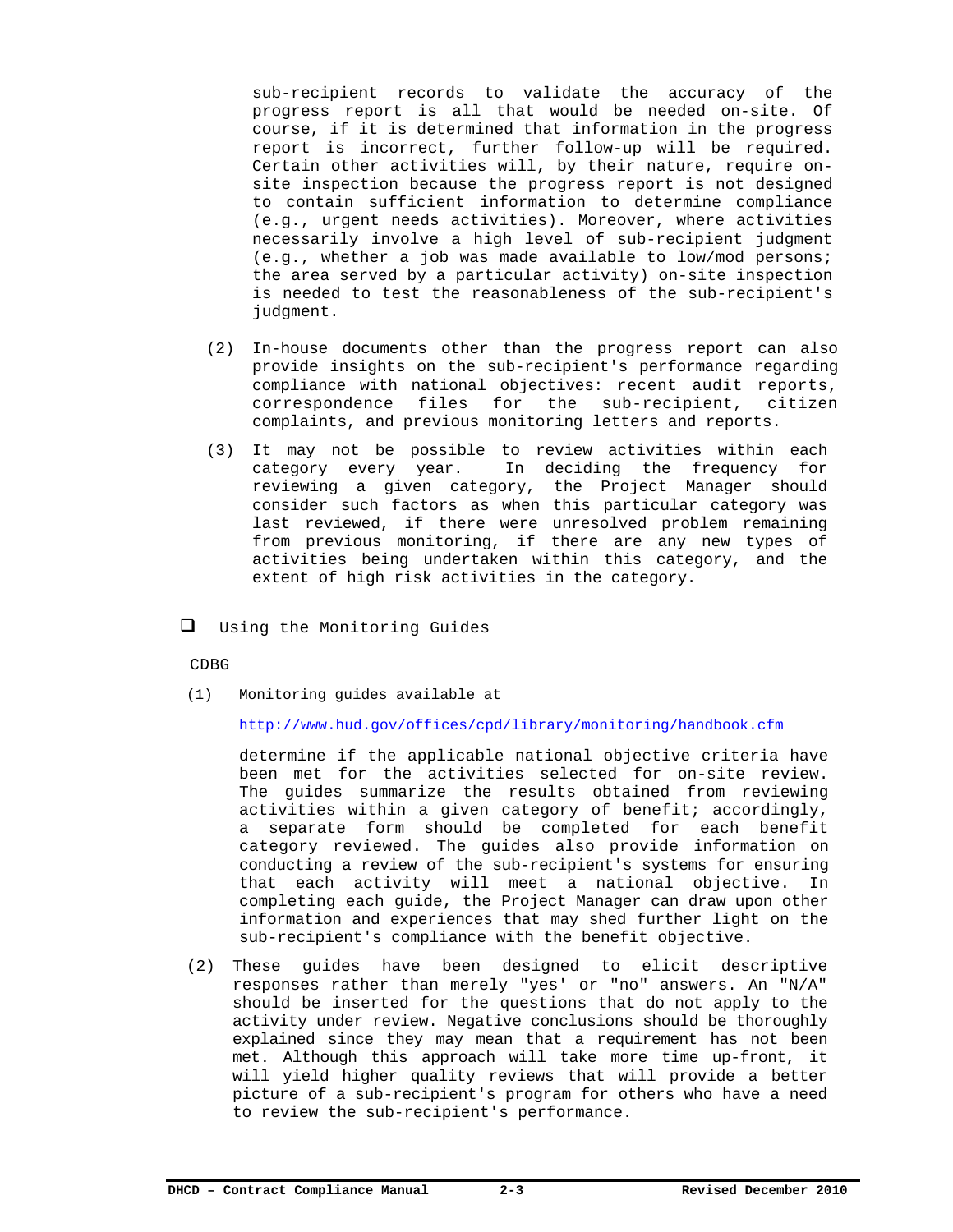sub-recipient records to validate the accuracy of the progress report is all that would be needed on-site. Of course, if it is determined that information in the progress report is incorrect, further follow-up will be required. Certain other activities will, by their nature, require on-site inspection because the progress report is not designed to contain sufficient information to determine compliance (e.g., urgent needs activities). Moreover, where activities necessarily involve a high level of sub-recipient judgment (e.g., whether a job was made available to low/mod persons; the area served by a particular activity) on-site inspection is needed to test the reasonableness of the sub-recipient's judgment.

(2) In-house documents other than the progress report can also provide insights on the sub-recipient's performance regarding compliance with national objectives: recent audit reports, correspondence files for the sub-recipient, citizen complaints, and previous monitoring letters and reports.

(3) It may not be possible to review activities within each category every year. In deciding the frequency for reviewing a given category, the Project Manager should consider such factors as when this particular category was last reviewed, if there were unresolved problem remaining from previous monitoring, if there are any new types of activities being undertaken within this category, and the extent of high risk activities in the category.

- ❑ Using the Monitoring Guides

CDBG

(1) Monitoring guides available at

http://www.hud.gov/offices/cpd/library/monitoring/handbook.cfm

determine if the applicable national objective criteria have been met for the activities selected for on-site review. The guides summarize the results obtained from reviewing activities within a given category of benefit; accordingly, a separate form should be completed for each benefit category reviewed. The guides also provide information on conducting a review of the sub-recipient's systems for ensuring that each activity will meet a national objective. In completing each guide, the Project Manager can draw upon other information and experiences that may shed further light on the sub-recipient's compliance with the benefit objective.

(2) These guides have been designed to elicit descriptive responses rather than merely "yes' or "no" answers. An "N/A" should be inserted for the questions that do not apply to the activity under review. Negative conclusions should be thoroughly explained since they may mean that a requirement has not been met. Although this approach will take more time up-front, it will yield higher quality reviews that will provide a better picture of a sub-recipient's program for others who have a need to review the sub-recipient's performance.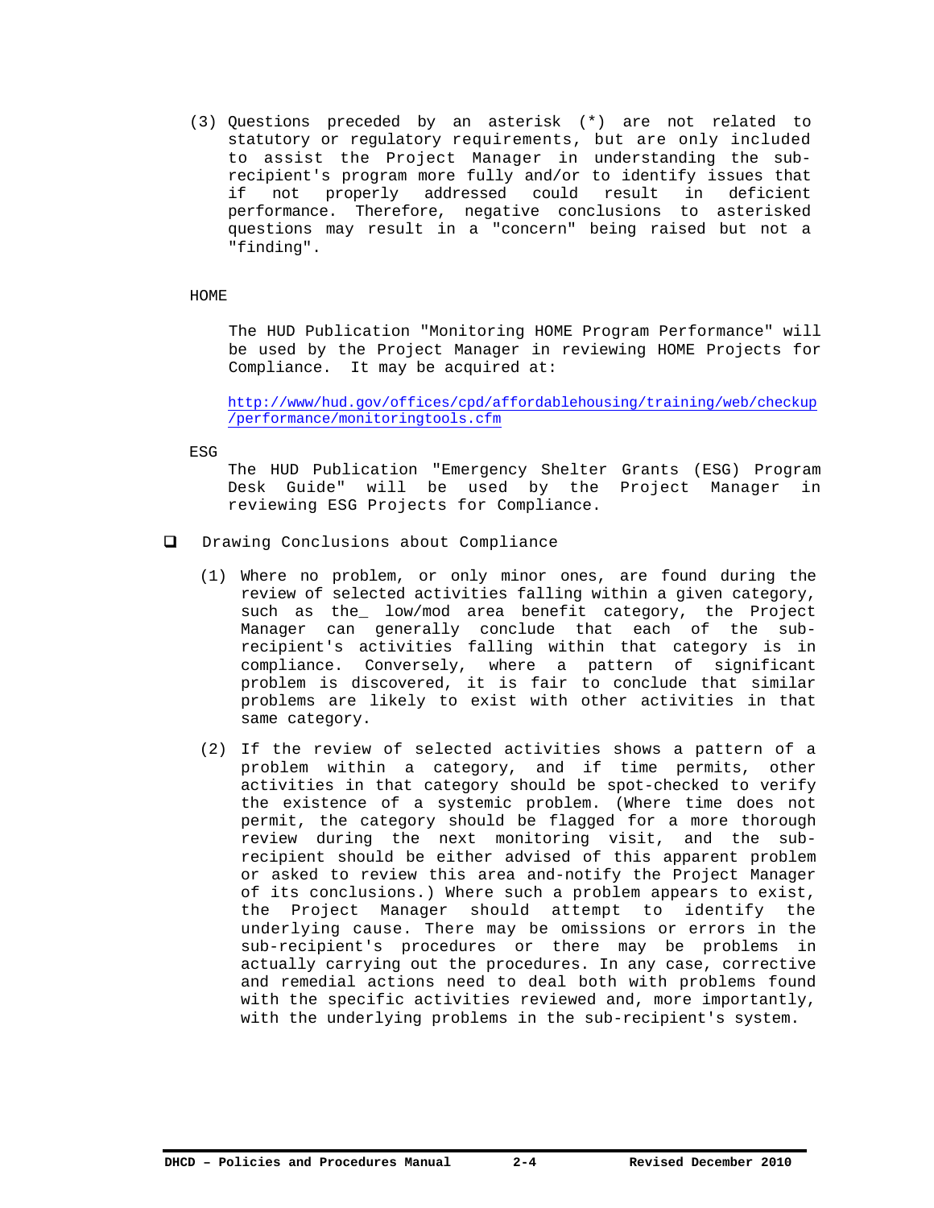(3) Questions preceded by an asterisk (*) are not related to statutory or regulatory requirements, but are only included to assist the Project Manager in understanding the sub-recipient's program more fully and/or to identify issues that if not properly addressed could result in deficient performance. Therefore, negative conclusions to asterisked questions may result in a "concern" being raised but not a "finding".

HOME

The HUD Publication "Monitoring HOME Program Performance" will be used by the Project Manager in reviewing HOME Projects for Compliance. It may be acquired at:

http://www/hud.gov/offices/cpd/affordablehousing/training/web/checkup/performance/monitoringtools.cfm

ESG

The HUD Publication "Emergency Shelter Grants (ESG) Program Desk Guide" will be used by the Project Manager in reviewing ESG Projects for Compliance.

- Drawing Conclusions about Compliance

  (1) Where no problem, or only minor ones, are found during the review of selected activities falling within a given category, such as the_ low/mod area benefit category, the Project Manager can generally conclude that each of the sub-recipient's activities falling within that category is in compliance. Conversely, where a pattern of significant problem is discovered, it is fair to conclude that similar problems are likely to exist with other activities in that same category.

  (2) If the review of selected activities shows a pattern of a problem within a category, and if time permits, other activities in that category should be spot-checked to verify the existence of a systemic problem. (Where time does not permit, the category should be flagged for a more thorough review during the next monitoring visit, and the sub-recipient should be either advised of this apparent problem or asked to review this area and-notify the Project Manager of its conclusions.) Where such a problem appears to exist, the Project Manager should attempt to identify the underlying cause. There may be omissions or errors in the sub-recipient's procedures or there may be problems in actually carrying out the procedures. In any case, corrective and remedial actions need to deal both with problems found with the specific activities reviewed and, more importantly, with the underlying problems in the sub-recipient's system.